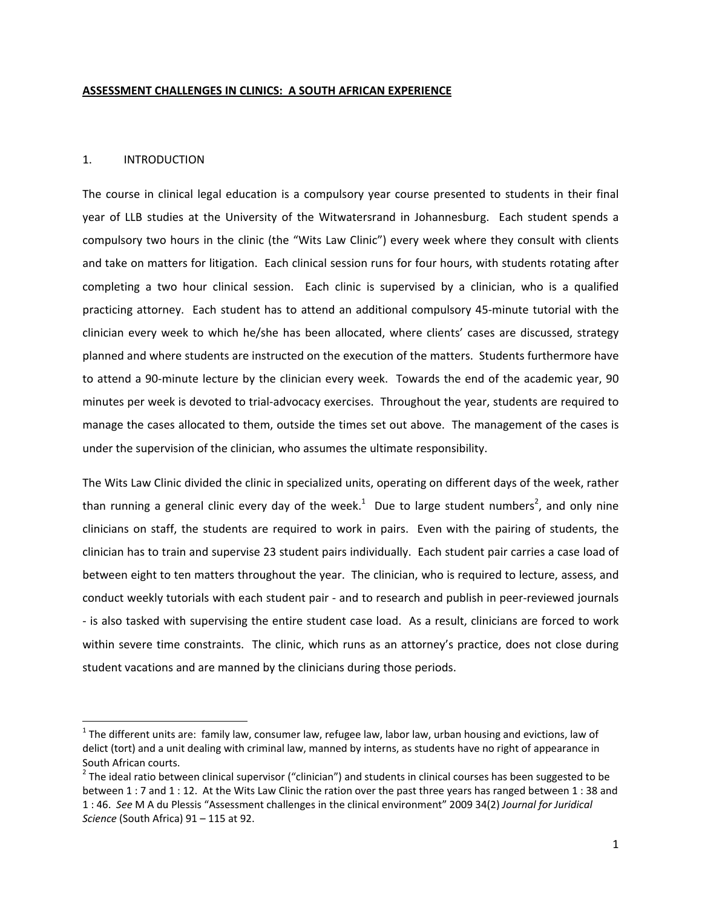# ASSESSMENT CHALLENGES IN CLINICS: A SOUTH AFRICAN EXPERIENCE

## 1. INTRODUCTION

The course in clinical legal education is a compulsory year course presented to students in their final year of LLB studies at the University of the Witwatersrand in Johannesburg. Each student spends a compulsory two hours in the clinic (the "Wits Law Clinic") every week where they consult with clients and take on matters for litigation. Each clinical session runs for four hours, with students rotating after completing a two hour clinical session. Each clinic is supervised by a clinician, who is a qualified practicing attorney. Each student has to attend an additional compulsory 45-minute tutorial with the clinician every week to which he/she has been allocated, where clients' cases are discussed, strategy planned and where students are instructed on the execution of the matters. Students furthermore have to attend a 90-minute lecture by the clinician every week. Towards the end of the academic year, 90 minutes per week is devoted to trial-advocacy exercises. Throughout the year, students are required to manage the cases allocated to them, outside the times set out above. The management of the cases is under the supervision of the clinician, who assumes the ultimate responsibility.

The Wits Law Clinic divided the clinic in specialized units, operating on different days of the week, rather than running a general clinic every day of the week.[1] Due to large student numbers[2], and only nine clinicians on staff, the students are required to work in pairs. Even with the pairing of students, the clinician has to train and supervise 23 student pairs individually. Each student pair carries a case load of between eight to ten matters throughout the year. The clinician, who is required to lecture, assess, and conduct weekly tutorials with each student pair - and to research and publish in peer-reviewed journals - is also tasked with supervising the entire student case load. As a result, clinicians are forced to work within severe time constraints. The clinic, which runs as an attorney's practice, does not close during student vacations and are manned by the clinicians during those periods.

---

[1] The different units are: family law, consumer law, refugee law, labor law, urban housing and evictions, law of delict (tort) and a unit dealing with criminal law, manned by interns, as students have no right of appearance in South African courts.

[2] The ideal ratio between clinical supervisor ("clinician") and students in clinical courses has been suggested to be between 1 : 7 and 1 : 12. At the Wits Law Clinic the ration over the past three years has ranged between 1 : 38 and 1 : 46. *See* M A du Plessis "Assessment challenges in the clinical environment" 2009 34(2) *Journal for Juridical Science* (South Africa) 91 – 115 at 92.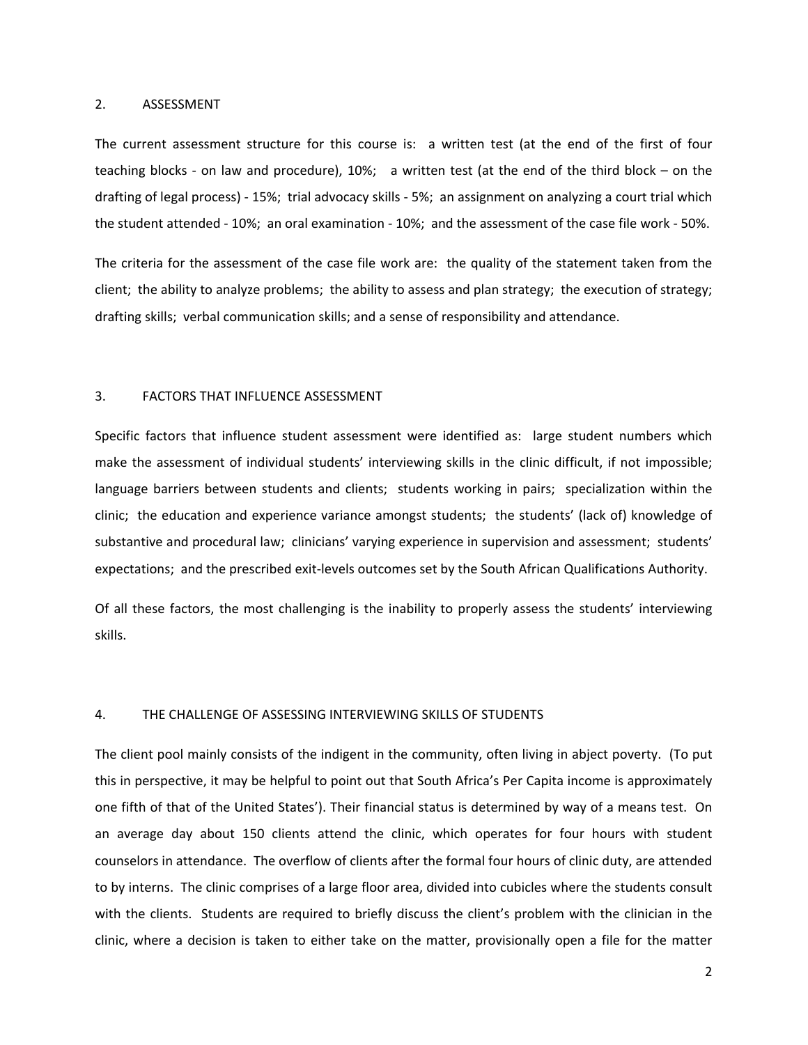## 2. ASSESSMENT

The current assessment structure for this course is: a written test (at the end of the first of four teaching blocks - on law and procedure), 10%; a written test (at the end of the third block – on the drafting of legal process) - 15%; trial advocacy skills - 5%; an assignment on analyzing a court trial which the student attended - 10%; an oral examination - 10%; and the assessment of the case file work - 50%.

The criteria for the assessment of the case file work are: the quality of the statement taken from the client; the ability to analyze problems; the ability to assess and plan strategy; the execution of strategy; drafting skills; verbal communication skills; and a sense of responsibility and attendance.

## 3. FACTORS THAT INFLUENCE ASSESSMENT

Specific factors that influence student assessment were identified as: large student numbers which make the assessment of individual students' interviewing skills in the clinic difficult, if not impossible; language barriers between students and clients; students working in pairs; specialization within the clinic; the education and experience variance amongst students; the students' (lack of) knowledge of substantive and procedural law; clinicians' varying experience in supervision and assessment; students' expectations; and the prescribed exit-levels outcomes set by the South African Qualifications Authority.

Of all these factors, the most challenging is the inability to properly assess the students' interviewing skills.

## 4. THE CHALLENGE OF ASSESSING INTERVIEWING SKILLS OF STUDENTS

The client pool mainly consists of the indigent in the community, often living in abject poverty. (To put this in perspective, it may be helpful to point out that South Africa's Per Capita income is approximately one fifth of that of the United States'). Their financial status is determined by way of a means test. On an average day about 150 clients attend the clinic, which operates for four hours with student counselors in attendance. The overflow of clients after the formal four hours of clinic duty, are attended to by interns. The clinic comprises of a large floor area, divided into cubicles where the students consult with the clients. Students are required to briefly discuss the client's problem with the clinician in the clinic, where a decision is taken to either take on the matter, provisionally open a file for the matter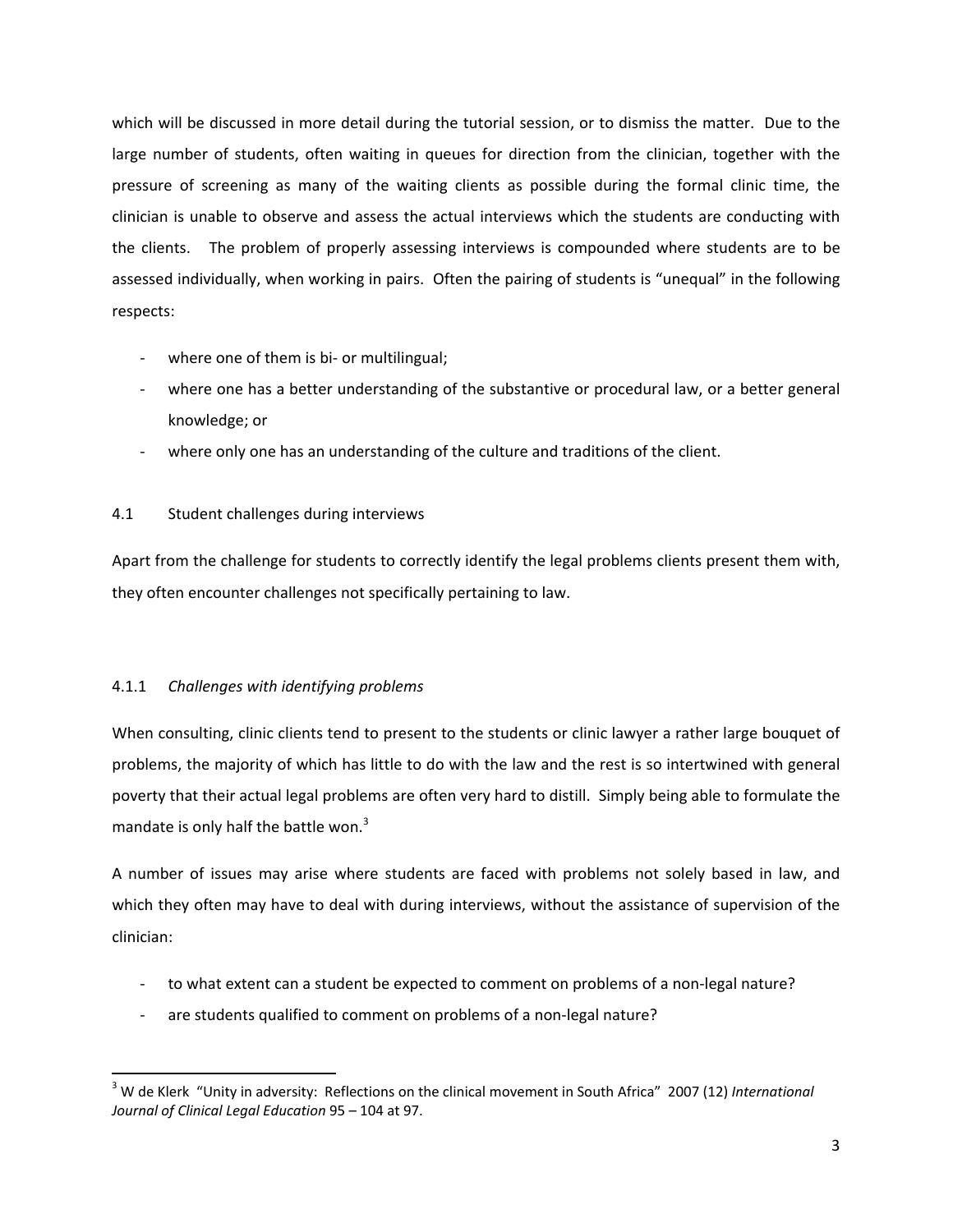which will be discussed in more detail during the tutorial session, or to dismiss the matter. Due to the large number of students, often waiting in queues for direction from the clinician, together with the pressure of screening as many of the waiting clients as possible during the formal clinic time, the clinician is unable to observe and assess the actual interviews which the students are conducting with the clients. The problem of properly assessing interviews is compounded where students are to be assessed individually, when working in pairs. Often the pairing of students is "unequal" in the following respects:

- where one of them is bi- or multilingual;
- where one has a better understanding of the substantive or procedural law, or a better general knowledge; or
- where only one has an understanding of the culture and traditions of the client.

### 4.1 Student challenges during interviews

Apart from the challenge for students to correctly identify the legal problems clients present them with, they often encounter challenges not specifically pertaining to law.

#### 4.1.1 *Challenges with identifying problems*

When consulting, clinic clients tend to present to the students or clinic lawyer a rather large bouquet of problems, the majority of which has little to do with the law and the rest is so intertwined with general poverty that their actual legal problems are often very hard to distill. Simply being able to formulate the mandate is only half the battle won.[3]

A number of issues may arise where students are faced with problems not solely based in law, and which they often may have to deal with during interviews, without the assistance of supervision of the clinician:

- to what extent can a student be expected to comment on problems of a non-legal nature?
- are students qualified to comment on problems of a non-legal nature?

---

[3] W de Klerk "Unity in adversity: Reflections on the clinical movement in South Africa" 2007 (12) *International Journal of Clinical Legal Education* 95 – 104 at 97.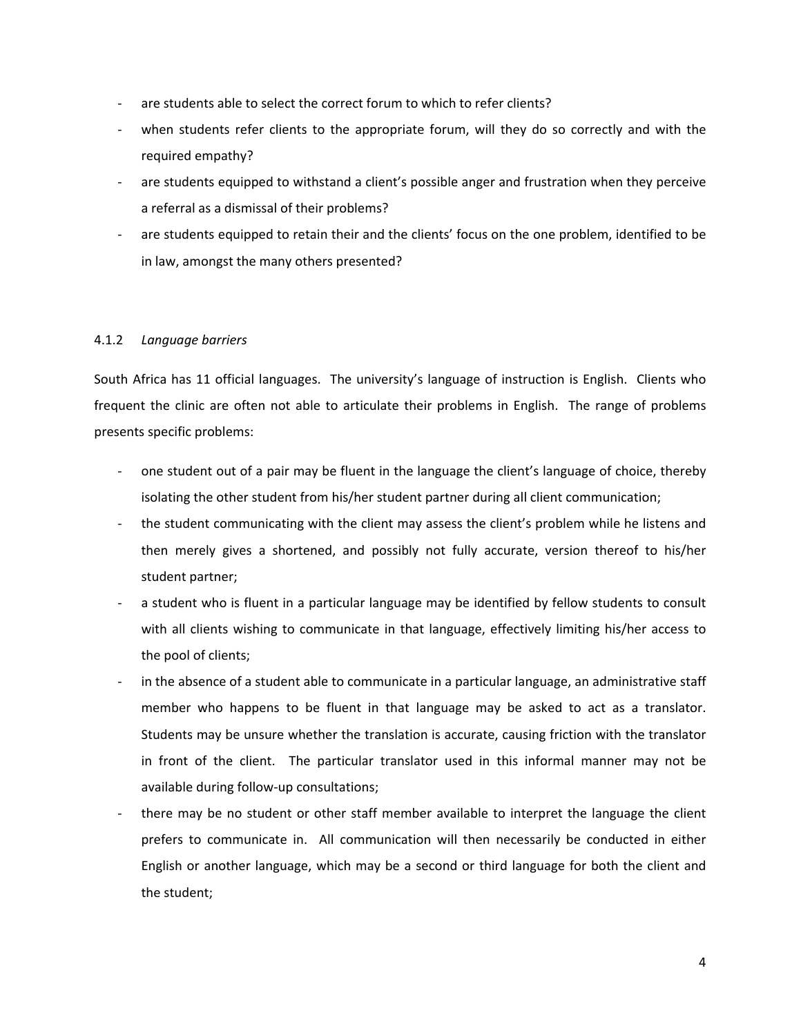- are students able to select the correct forum to which to refer clients?
- when students refer clients to the appropriate forum, will they do so correctly and with the required empathy?
- are students equipped to withstand a client's possible anger and frustration when they perceive a referral as a dismissal of their problems?
- are students equipped to retain their and the clients' focus on the one problem, identified to be in law, amongst the many others presented?

#### 4.1.2 *Language barriers*

South Africa has 11 official languages. The university's language of instruction is English. Clients who frequent the clinic are often not able to articulate their problems in English. The range of problems presents specific problems:

- one student out of a pair may be fluent in the language the client's language of choice, thereby isolating the other student from his/her student partner during all client communication;
- the student communicating with the client may assess the client's problem while he listens and then merely gives a shortened, and possibly not fully accurate, version thereof to his/her student partner;
- a student who is fluent in a particular language may be identified by fellow students to consult with all clients wishing to communicate in that language, effectively limiting his/her access to the pool of clients;
- in the absence of a student able to communicate in a particular language, an administrative staff member who happens to be fluent in that language may be asked to act as a translator. Students may be unsure whether the translation is accurate, causing friction with the translator in front of the client. The particular translator used in this informal manner may not be available during follow-up consultations;
- there may be no student or other staff member available to interpret the language the client prefers to communicate in. All communication will then necessarily be conducted in either English or another language, which may be a second or third language for both the client and the student;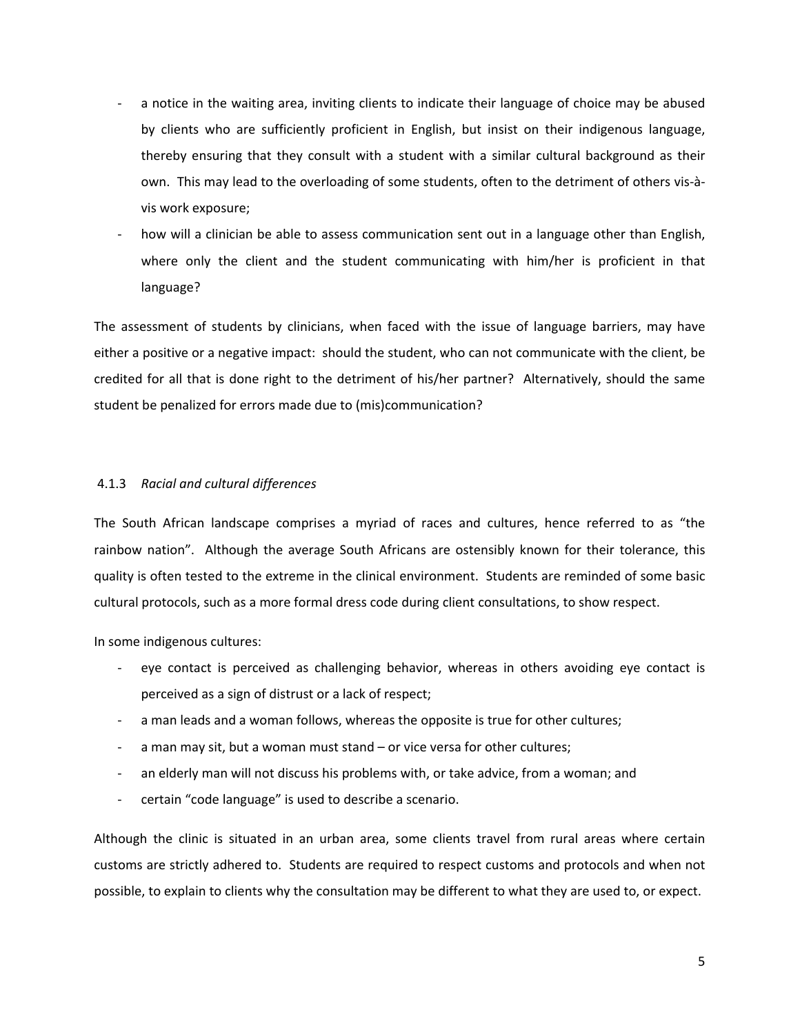- a notice in the waiting area, inviting clients to indicate their language of choice may be abused by clients who are sufficiently proficient in English, but insist on their indigenous language, thereby ensuring that they consult with a student with a similar cultural background as their own. This may lead to the overloading of some students, often to the detriment of others vis-à-vis work exposure;
- how will a clinician be able to assess communication sent out in a language other than English, where only the client and the student communicating with him/her is proficient in that language?

The assessment of students by clinicians, when faced with the issue of language barriers, may have either a positive or a negative impact: should the student, who can not communicate with the client, be credited for all that is done right to the detriment of his/her partner? Alternatively, should the same student be penalized for errors made due to (mis)communication?

#### 4.1.3 *Racial and cultural differences*

The South African landscape comprises a myriad of races and cultures, hence referred to as "the rainbow nation". Although the average South Africans are ostensibly known for their tolerance, this quality is often tested to the extreme in the clinical environment. Students are reminded of some basic cultural protocols, such as a more formal dress code during client consultations, to show respect.

In some indigenous cultures:

- eye contact is perceived as challenging behavior, whereas in others avoiding eye contact is perceived as a sign of distrust or a lack of respect;
- a man leads and a woman follows, whereas the opposite is true for other cultures;
- a man may sit, but a woman must stand – or vice versa for other cultures;
- an elderly man will not discuss his problems with, or take advice, from a woman; and
- certain "code language" is used to describe a scenario.

Although the clinic is situated in an urban area, some clients travel from rural areas where certain customs are strictly adhered to. Students are required to respect customs and protocols and when not possible, to explain to clients why the consultation may be different to what they are used to, or expect.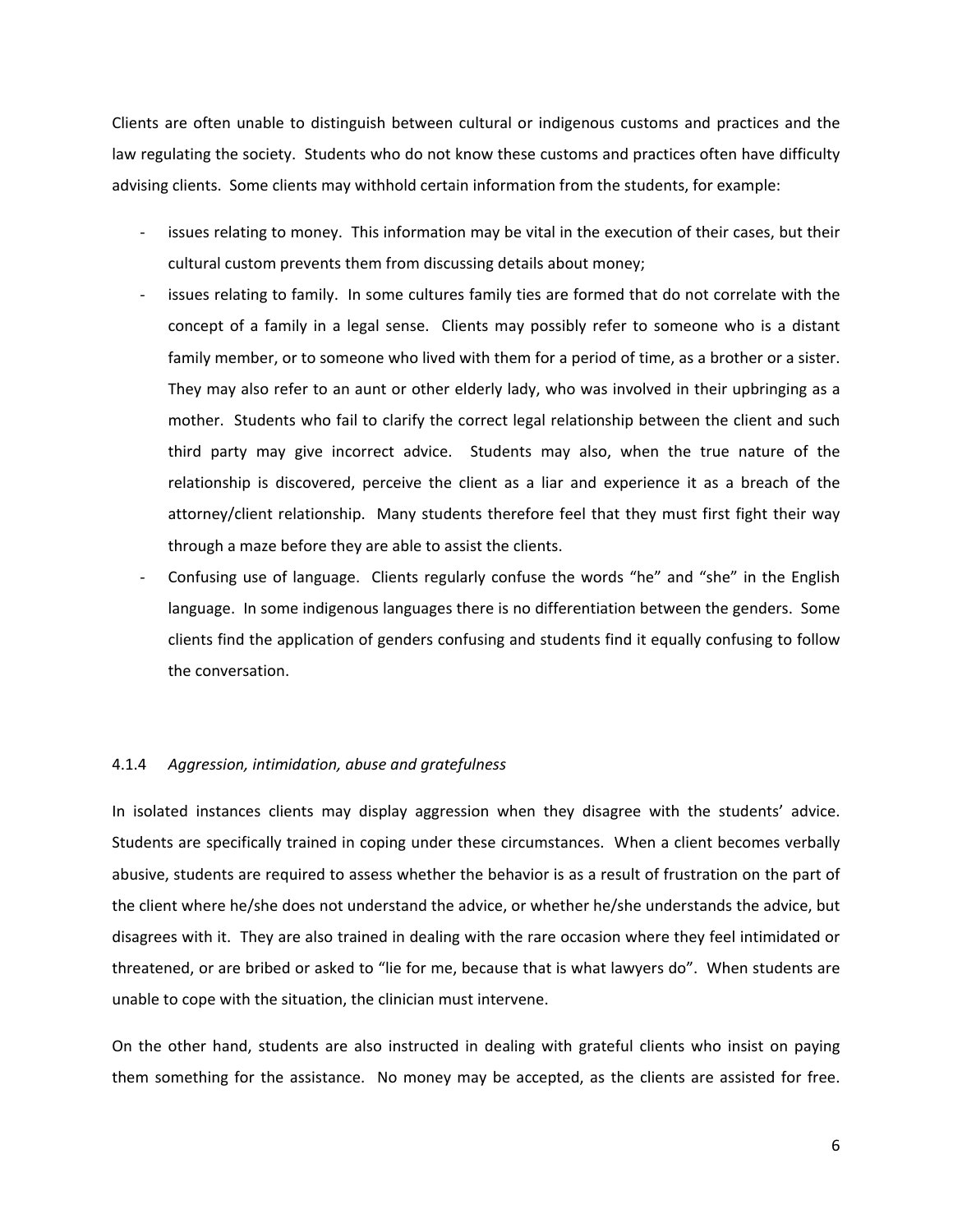Clients are often unable to distinguish between cultural or indigenous customs and practices and the law regulating the society. Students who do not know these customs and practices often have difficulty advising clients. Some clients may withhold certain information from the students, for example:

- issues relating to money. This information may be vital in the execution of their cases, but their cultural custom prevents them from discussing details about money;
- issues relating to family. In some cultures family ties are formed that do not correlate with the concept of a family in a legal sense. Clients may possibly refer to someone who is a distant family member, or to someone who lived with them for a period of time, as a brother or a sister. They may also refer to an aunt or other elderly lady, who was involved in their upbringing as a mother. Students who fail to clarify the correct legal relationship between the client and such third party may give incorrect advice. Students may also, when the true nature of the relationship is discovered, perceive the client as a liar and experience it as a breach of the attorney/client relationship. Many students therefore feel that they must first fight their way through a maze before they are able to assist the clients.
- Confusing use of language. Clients regularly confuse the words "he" and "she" in the English language. In some indigenous languages there is no differentiation between the genders. Some clients find the application of genders confusing and students find it equally confusing to follow the conversation.

#### 4.1.4 *Aggression, intimidation, abuse and gratefulness*

In isolated instances clients may display aggression when they disagree with the students' advice. Students are specifically trained in coping under these circumstances. When a client becomes verbally abusive, students are required to assess whether the behavior is as a result of frustration on the part of the client where he/she does not understand the advice, or whether he/she understands the advice, but disagrees with it. They are also trained in dealing with the rare occasion where they feel intimidated or threatened, or are bribed or asked to "lie for me, because that is what lawyers do". When students are unable to cope with the situation, the clinician must intervene.

On the other hand, students are also instructed in dealing with grateful clients who insist on paying them something for the assistance. No money may be accepted, as the clients are assisted for free.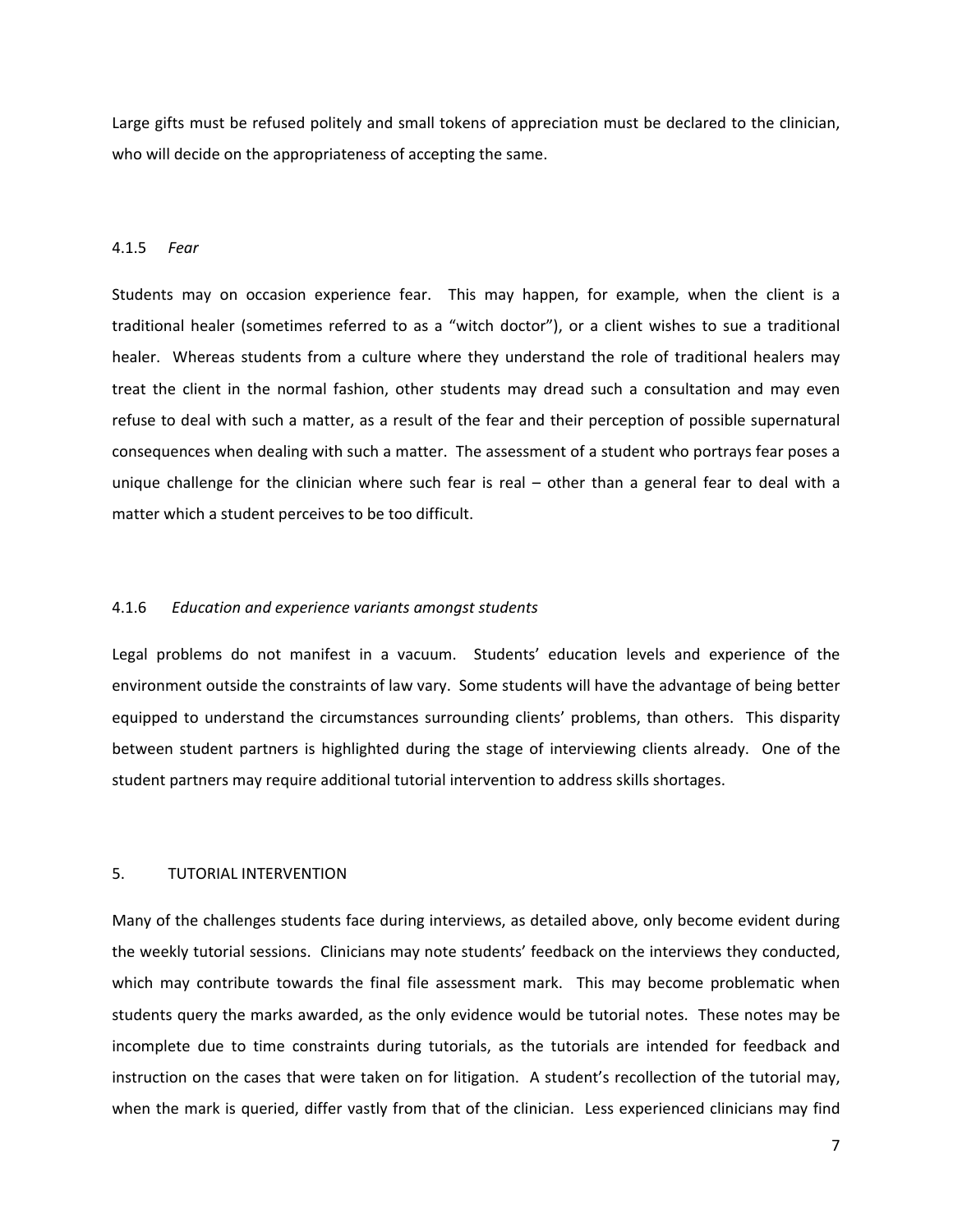Large gifts must be refused politely and small tokens of appreciation must be declared to the clinician, who will decide on the appropriateness of accepting the same.

#### 4.1.5 *Fear*

Students may on occasion experience fear. This may happen, for example, when the client is a traditional healer (sometimes referred to as a "witch doctor"), or a client wishes to sue a traditional healer. Whereas students from a culture where they understand the role of traditional healers may treat the client in the normal fashion, other students may dread such a consultation and may even refuse to deal with such a matter, as a result of the fear and their perception of possible supernatural consequences when dealing with such a matter. The assessment of a student who portrays fear poses a unique challenge for the clinician where such fear is real – other than a general fear to deal with a matter which a student perceives to be too difficult.

#### 4.1.6 *Education and experience variants amongst students*

Legal problems do not manifest in a vacuum. Students' education levels and experience of the environment outside the constraints of law vary. Some students will have the advantage of being better equipped to understand the circumstances surrounding clients' problems, than others. This disparity between student partners is highlighted during the stage of interviewing clients already. One of the student partners may require additional tutorial intervention to address skills shortages.

## 5. TUTORIAL INTERVENTION

Many of the challenges students face during interviews, as detailed above, only become evident during the weekly tutorial sessions. Clinicians may note students' feedback on the interviews they conducted, which may contribute towards the final file assessment mark. This may become problematic when students query the marks awarded, as the only evidence would be tutorial notes. These notes may be incomplete due to time constraints during tutorials, as the tutorials are intended for feedback and instruction on the cases that were taken on for litigation. A student's recollection of the tutorial may, when the mark is queried, differ vastly from that of the clinician. Less experienced clinicians may find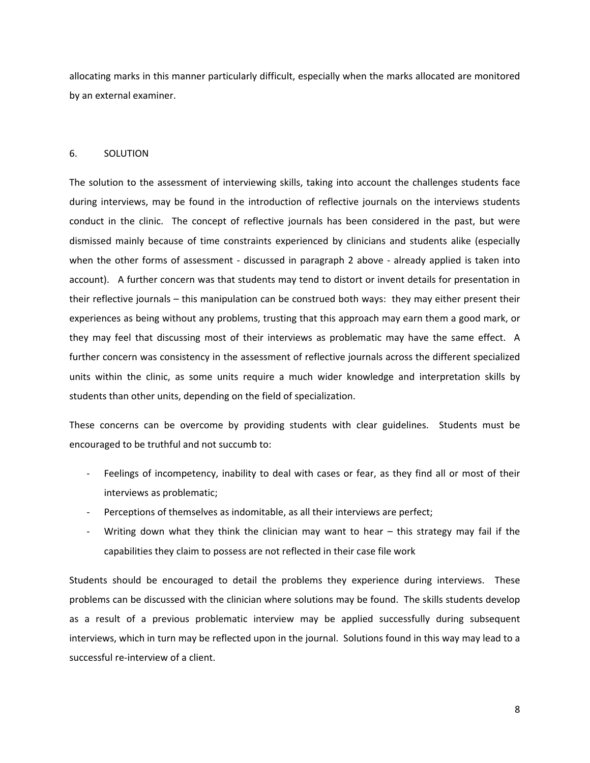allocating marks in this manner particularly difficult, especially when the marks allocated are monitored by an external examiner.

## 6. SOLUTION

The solution to the assessment of interviewing skills, taking into account the challenges students face during interviews, may be found in the introduction of reflective journals on the interviews students conduct in the clinic. The concept of reflective journals has been considered in the past, but were dismissed mainly because of time constraints experienced by clinicians and students alike (especially when the other forms of assessment - discussed in paragraph 2 above - already applied is taken into account). A further concern was that students may tend to distort or invent details for presentation in their reflective journals – this manipulation can be construed both ways: they may either present their experiences as being without any problems, trusting that this approach may earn them a good mark, or they may feel that discussing most of their interviews as problematic may have the same effect. A further concern was consistency in the assessment of reflective journals across the different specialized units within the clinic, as some units require a much wider knowledge and interpretation skills by students than other units, depending on the field of specialization.

These concerns can be overcome by providing students with clear guidelines. Students must be encouraged to be truthful and not succumb to:

- Feelings of incompetency, inability to deal with cases or fear, as they find all or most of their interviews as problematic;
- Perceptions of themselves as indomitable, as all their interviews are perfect;
- Writing down what they think the clinician may want to hear – this strategy may fail if the capabilities they claim to possess are not reflected in their case file work

Students should be encouraged to detail the problems they experience during interviews. These problems can be discussed with the clinician where solutions may be found. The skills students develop as a result of a previous problematic interview may be applied successfully during subsequent interviews, which in turn may be reflected upon in the journal. Solutions found in this way may lead to a successful re-interview of a client.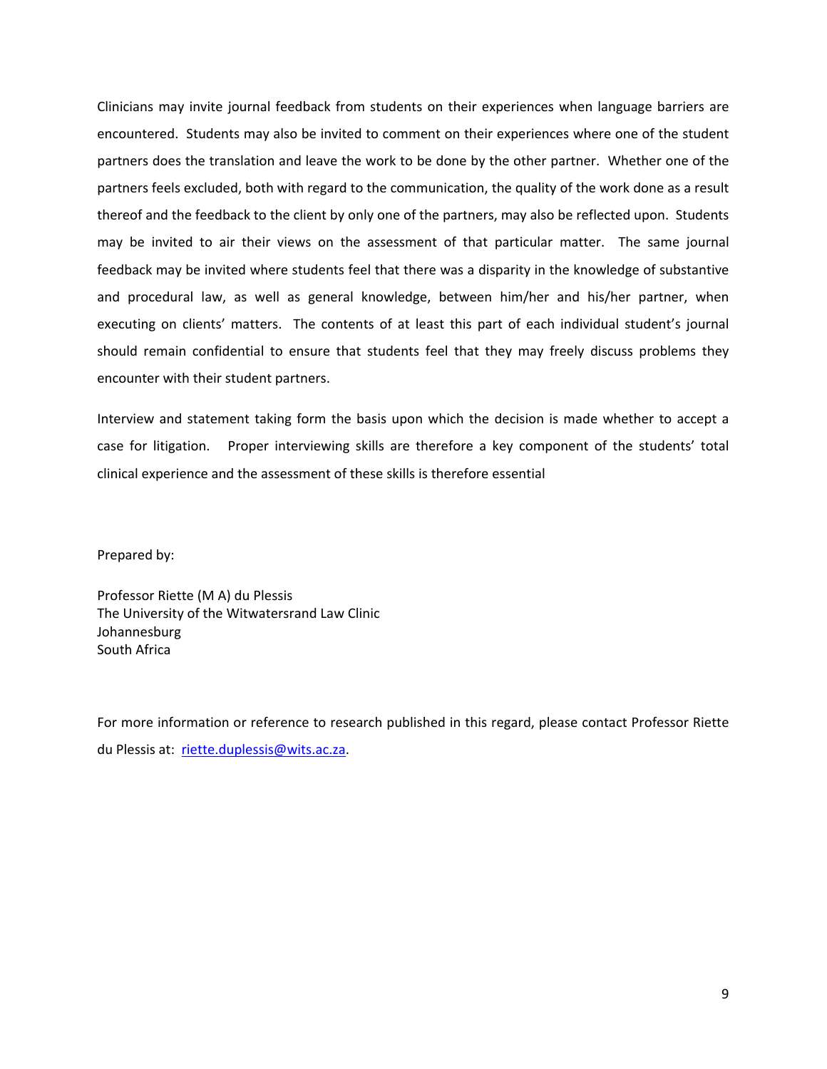Clinicians may invite journal feedback from students on their experiences when language barriers are encountered. Students may also be invited to comment on their experiences where one of the student partners does the translation and leave the work to be done by the other partner. Whether one of the partners feels excluded, both with regard to the communication, the quality of the work done as a result thereof and the feedback to the client by only one of the partners, may also be reflected upon. Students may be invited to air their views on the assessment of that particular matter. The same journal feedback may be invited where students feel that there was a disparity in the knowledge of substantive and procedural law, as well as general knowledge, between him/her and his/her partner, when executing on clients' matters. The contents of at least this part of each individual student's journal should remain confidential to ensure that students feel that they may freely discuss problems they encounter with their student partners.

Interview and statement taking form the basis upon which the decision is made whether to accept a case for litigation. Proper interviewing skills are therefore a key component of the students' total clinical experience and the assessment of these skills is therefore essential

Prepared by:

Professor Riette (M A) du Plessis
The University of the Witwatersrand Law Clinic
Johannesburg
South Africa

For more information or reference to research published in this regard, please contact Professor Riette du Plessis at: riette.duplessis@wits.ac.za.